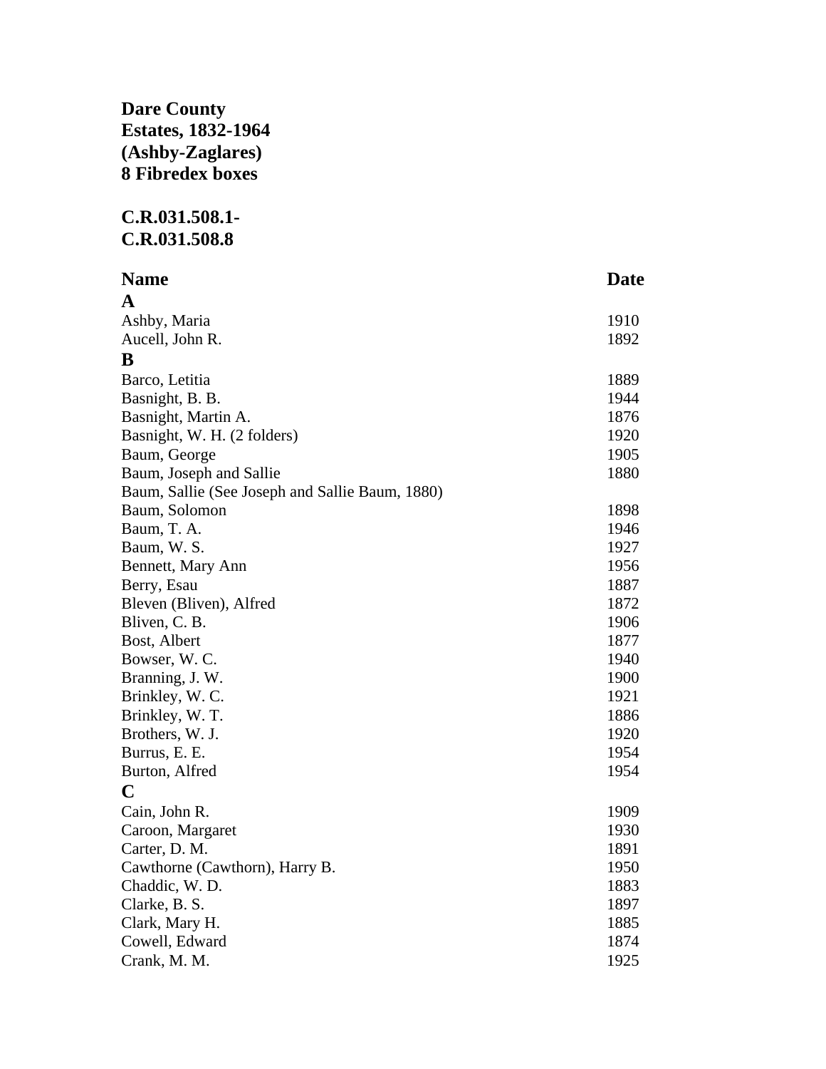**Dare County**
**Estates, 1832-1964**
**(Ashby-Zaglares)**
**8 Fibredex boxes**

**C.R.031.508.1-**
**C.R.031.508.8**

| Name | Date |
|---|---|
| **A** | |
| Ashby, Maria | 1910 |
| Aucell, John R. | 1892 |
| **B** | |
| Barco, Letitia | 1889 |
| Basnight, B. B. | 1944 |
| Basnight, Martin A. | 1876 |
| Basnight, W. H. (2 folders) | 1920 |
| Baum, George | 1905 |
| Baum, Joseph and Sallie | 1880 |
| Baum, Sallie (See Joseph and Sallie Baum, 1880) | |
| Baum, Solomon | 1898 |
| Baum, T. A. | 1946 |
| Baum, W. S. | 1927 |
| Bennett, Mary Ann | 1956 |
| Berry, Esau | 1887 |
| Bleven (Bliven), Alfred | 1872 |
| Bliven, C. B. | 1906 |
| Bost, Albert | 1877 |
| Bowser, W. C. | 1940 |
| Branning, J. W. | 1900 |
| Brinkley, W. C. | 1921 |
| Brinkley, W. T. | 1886 |
| Brothers, W. J. | 1920 |
| Burrus, E. E. | 1954 |
| Burton, Alfred | 1954 |
| **C** | |
| Cain, John R. | 1909 |
| Caroon, Margaret | 1930 |
| Carter, D. M. | 1891 |
| Cawthorne (Cawthorn), Harry B. | 1950 |
| Chaddic, W. D. | 1883 |
| Clarke, B. S. | 1897 |
| Clark, Mary H. | 1885 |
| Cowell, Edward | 1874 |
| Crank, M. M. | 1925 |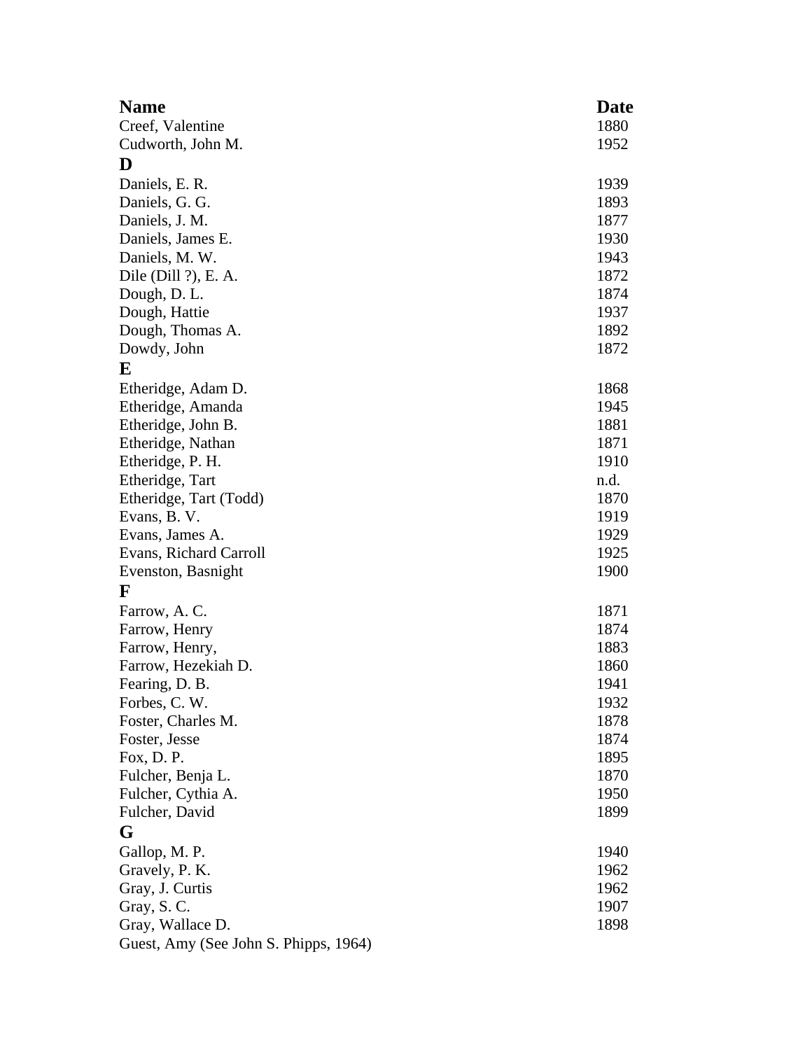| Name | Date |
|---|---|
| Creef, Valentine | 1880 |
| Cudworth, John M. | 1952 |
| **D** | |
| Daniels, E. R. | 1939 |
| Daniels, G. G. | 1893 |
| Daniels, J. M. | 1877 |
| Daniels, James E. | 1930 |
| Daniels, M. W. | 1943 |
| Dile (Dill ?), E. A. | 1872 |
| Dough, D. L. | 1874 |
| Dough, Hattie | 1937 |
| Dough, Thomas A. | 1892 |
| Dowdy, John | 1872 |
| **E** | |
| Etheridge, Adam D. | 1868 |
| Etheridge, Amanda | 1945 |
| Etheridge, John B. | 1881 |
| Etheridge, Nathan | 1871 |
| Etheridge, P. H. | 1910 |
| Etheridge, Tart | n.d. |
| Etheridge, Tart (Todd) | 1870 |
| Evans, B. V. | 1919 |
| Evans, James A. | 1929 |
| Evans, Richard Carroll | 1925 |
| Evenston, Basnight | 1900 |
| **F** | |
| Farrow, A. C. | 1871 |
| Farrow, Henry | 1874 |
| Farrow, Henry, | 1883 |
| Farrow, Hezekiah D. | 1860 |
| Fearing, D. B. | 1941 |
| Forbes, C. W. | 1932 |
| Foster, Charles M. | 1878 |
| Foster, Jesse | 1874 |
| Fox, D. P. | 1895 |
| Fulcher, Benja L. | 1870 |
| Fulcher, Cythia A. | 1950 |
| Fulcher, David | 1899 |
| **G** | |
| Gallop, M. P. | 1940 |
| Gravely, P. K. | 1962 |
| Gray, J. Curtis | 1962 |
| Gray, S. C. | 1907 |
| Gray, Wallace D. | 1898 |
| Guest, Amy (See John S. Phipps, 1964) | |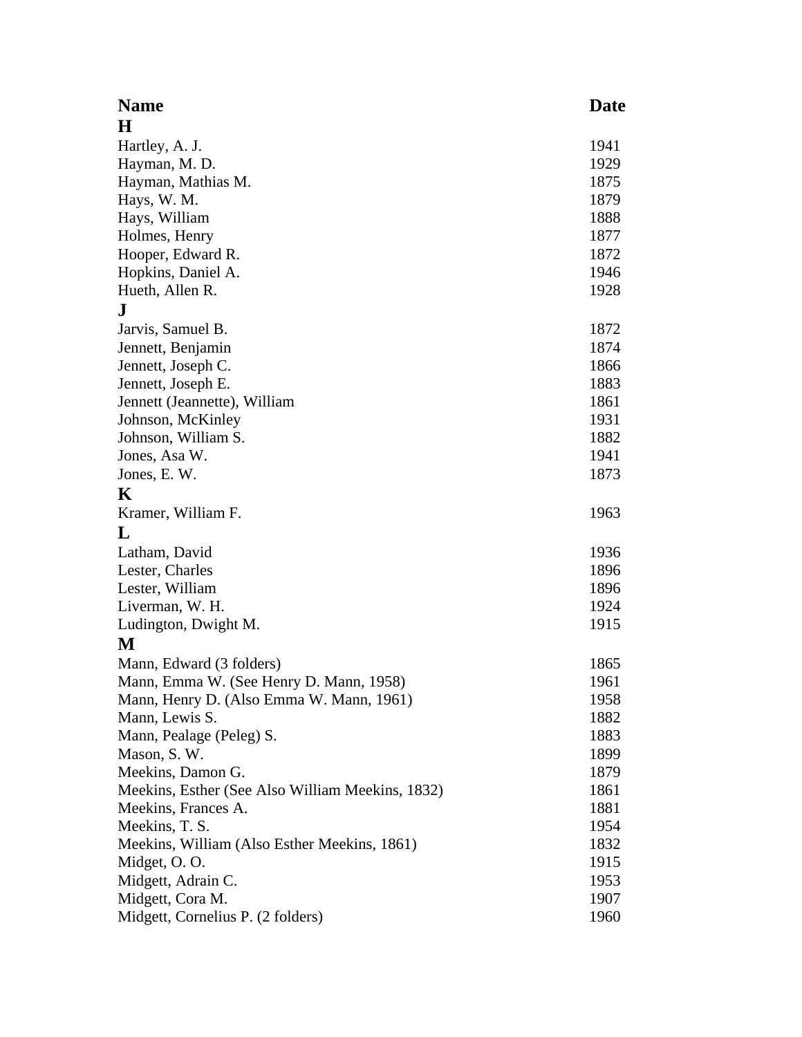| Name | Date |
| --- | --- |
| **H** | |
| Hartley, A. J. | 1941 |
| Hayman, M. D. | 1929 |
| Hayman, Mathias M. | 1875 |
| Hays, W. M. | 1879 |
| Hays, William | 1888 |
| Holmes, Henry | 1877 |
| Hooper, Edward R. | 1872 |
| Hopkins, Daniel A. | 1946 |
| Hueth, Allen R. | 1928 |
| **J** | |
| Jarvis, Samuel B. | 1872 |
| Jennett, Benjamin | 1874 |
| Jennett, Joseph C. | 1866 |
| Jennett, Joseph E. | 1883 |
| Jennett (Jeannette), William | 1861 |
| Johnson, McKinley | 1931 |
| Johnson, William S. | 1882 |
| Jones, Asa W. | 1941 |
| Jones, E. W. | 1873 |
| **K** | |
| Kramer, William F. | 1963 |
| **L** | |
| Latham, David | 1936 |
| Lester, Charles | 1896 |
| Lester, William | 1896 |
| Liverman, W. H. | 1924 |
| Ludington, Dwight M. | 1915 |
| **M** | |
| Mann, Edward (3 folders) | 1865 |
| Mann, Emma W. (See Henry D. Mann, 1958) | 1961 |
| Mann, Henry D. (Also Emma W. Mann, 1961) | 1958 |
| Mann, Lewis S. | 1882 |
| Mann, Pealage (Peleg) S. | 1883 |
| Mason, S. W. | 1899 |
| Meekins, Damon G. | 1879 |
| Meekins, Esther (See Also William Meekins, 1832) | 1861 |
| Meekins, Frances A. | 1881 |
| Meekins, T. S. | 1954 |
| Meekins, William (Also Esther Meekins, 1861) | 1832 |
| Midget, O. O. | 1915 |
| Midgett, Adrain C. | 1953 |
| Midgett, Cora M. | 1907 |
| Midgett, Cornelius P. (2 folders) | 1960 |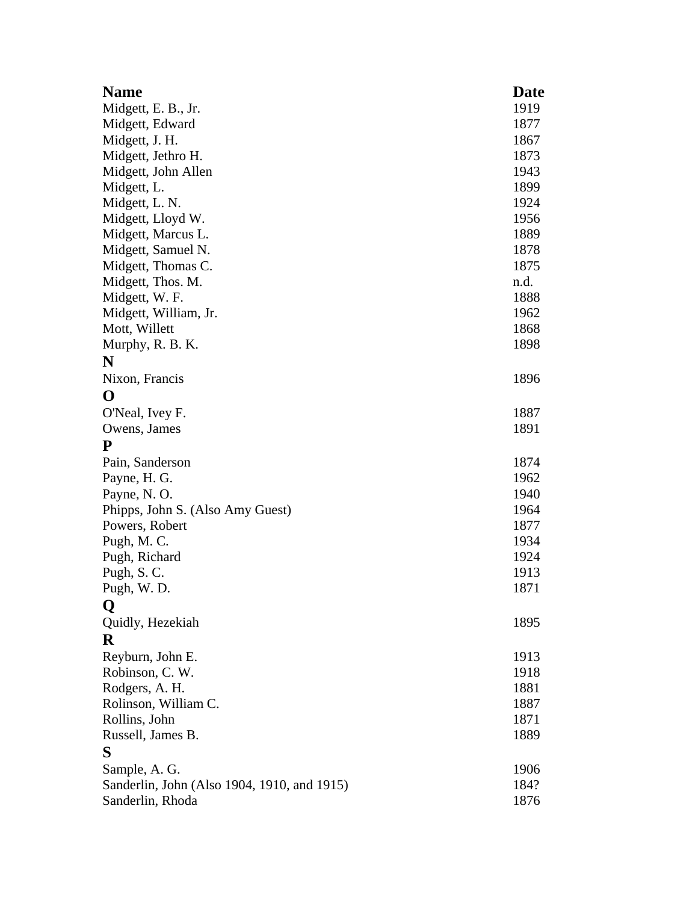| Name | Date |
|---|---|
| Midgett, E. B., Jr. | 1919 |
| Midgett, Edward | 1877 |
| Midgett, J. H. | 1867 |
| Midgett, Jethro H. | 1873 |
| Midgett, John Allen | 1943 |
| Midgett, L. | 1899 |
| Midgett, L. N. | 1924 |
| Midgett, Lloyd W. | 1956 |
| Midgett, Marcus L. | 1889 |
| Midgett, Samuel N. | 1878 |
| Midgett, Thomas C. | 1875 |
| Midgett, Thos. M. | n.d. |
| Midgett, W. F. | 1888 |
| Midgett, William, Jr. | 1962 |
| Mott, Willett | 1868 |
| Murphy, R. B. K. | 1898 |
| **N** | |
| Nixon, Francis | 1896 |
| **O** | |
| O'Neal, Ivey F. | 1887 |
| Owens, James | 1891 |
| **P** | |
| Pain, Sanderson | 1874 |
| Payne, H. G. | 1962 |
| Payne, N. O. | 1940 |
| Phipps, John S. (Also Amy Guest) | 1964 |
| Powers, Robert | 1877 |
| Pugh, M. C. | 1934 |
| Pugh, Richard | 1924 |
| Pugh, S. C. | 1913 |
| Pugh, W. D. | 1871 |
| **Q** | |
| Quidly, Hezekiah | 1895 |
| **R** | |
| Reyburn, John E. | 1913 |
| Robinson, C. W. | 1918 |
| Rodgers, A. H. | 1881 |
| Rolinson, William C. | 1887 |
| Rollins, John | 1871 |
| Russell, James B. | 1889 |
| **S** | |
| Sample, A. G. | 1906 |
| Sanderlin, John (Also 1904, 1910, and 1915) | 184? |
| Sanderlin, Rhoda | 1876 |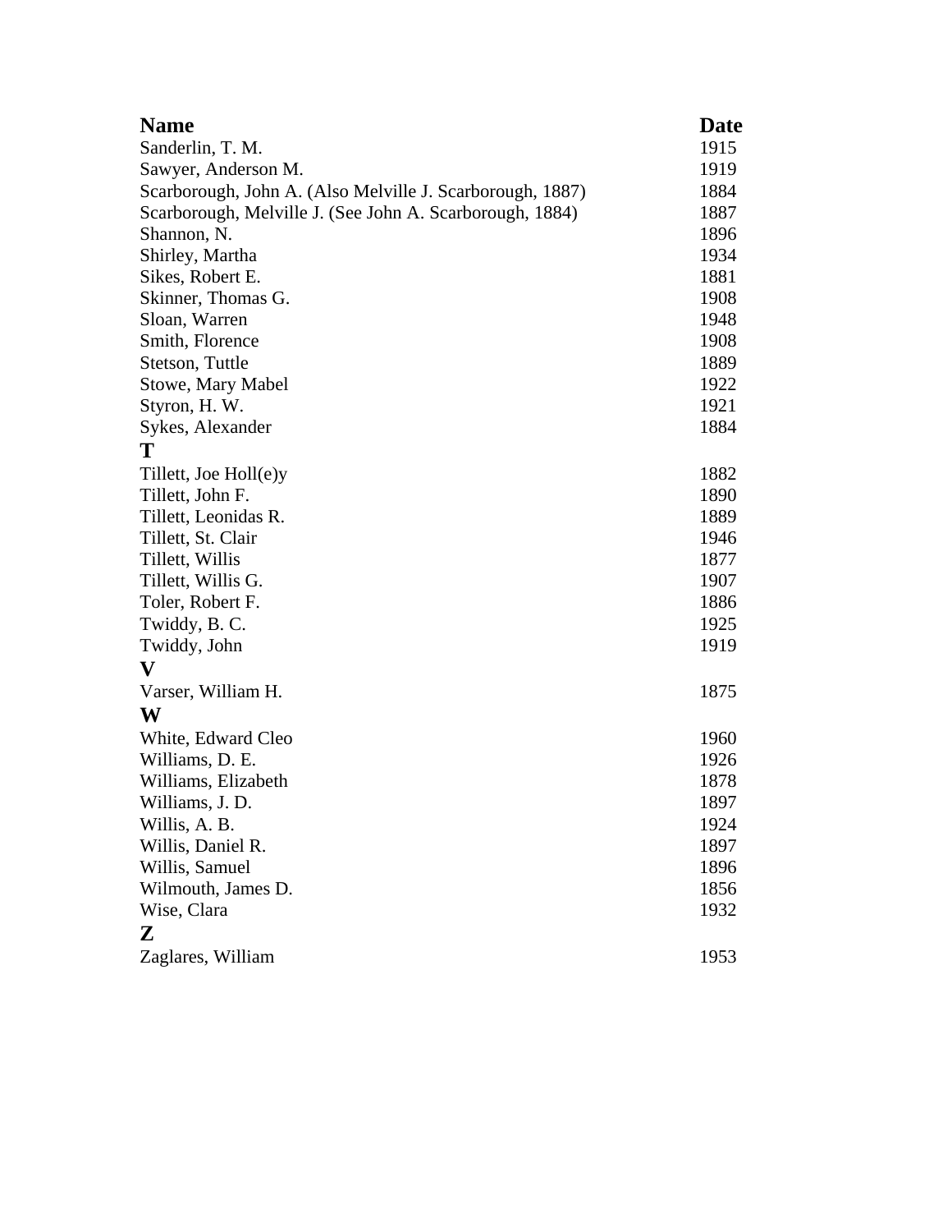| Name | Date |
|---|---|
| Sanderlin, T. M. | 1915 |
| Sawyer, Anderson M. | 1919 |
| Scarborough, John A. (Also Melville J. Scarborough, 1887) | 1884 |
| Scarborough, Melville J. (See John A. Scarborough, 1884) | 1887 |
| Shannon, N. | 1896 |
| Shirley, Martha | 1934 |
| Sikes, Robert E. | 1881 |
| Skinner, Thomas G. | 1908 |
| Sloan, Warren | 1948 |
| Smith, Florence | 1908 |
| Stetson, Tuttle | 1889 |
| Stowe, Mary Mabel | 1922 |
| Styron, H. W. | 1921 |
| Sykes, Alexander | 1884 |
| **T** | |
| Tillett, Joe Holl(e)y | 1882 |
| Tillett, John F. | 1890 |
| Tillett, Leonidas R. | 1889 |
| Tillett, St. Clair | 1946 |
| Tillett, Willis | 1877 |
| Tillett, Willis G. | 1907 |
| Toler, Robert F. | 1886 |
| Twiddy, B. C. | 1925 |
| Twiddy, John | 1919 |
| **V** | |
| Varser, William H. | 1875 |
| **W** | |
| White, Edward Cleo | 1960 |
| Williams, D. E. | 1926 |
| Williams, Elizabeth | 1878 |
| Williams, J. D. | 1897 |
| Willis, A. B. | 1924 |
| Willis, Daniel R. | 1897 |
| Willis, Samuel | 1896 |
| Wilmouth, James D. | 1856 |
| Wise, Clara | 1932 |
| **Z** | |
| Zaglares, William | 1953 |